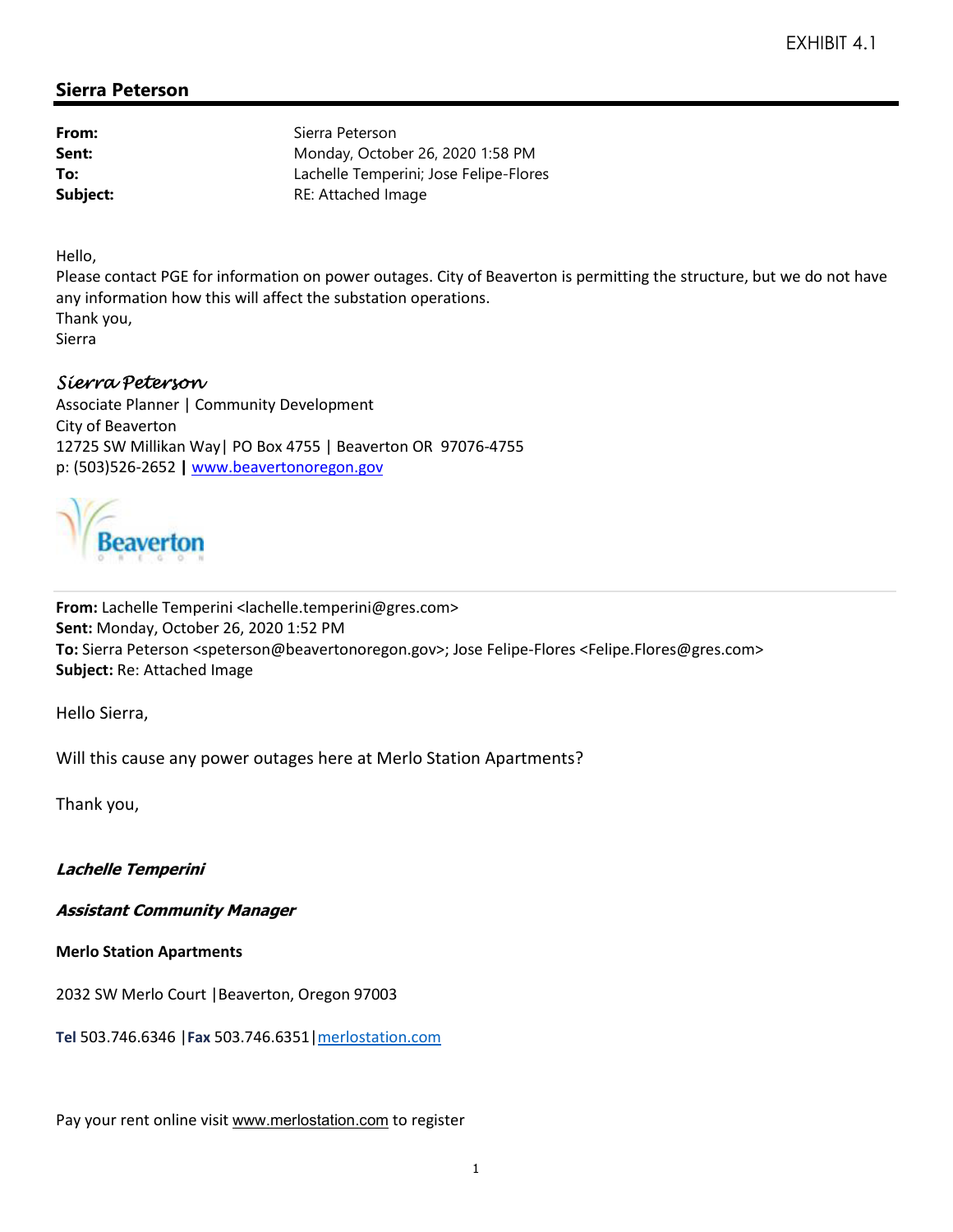EXHIBIT 4.1

## Sierra Peterson

| | |
|---|---|
| **From:** | Sierra Peterson |
| **Sent:** | Monday, October 26, 2020 1:58 PM |
| **To:** | Lachelle Temperini; Jose Felipe-Flores |
| **Subject:** | RE: Attached Image |

Hello,
Please contact PGE for information on power outages. City of Beaverton is permitting the structure, but we do not have any information how this will affect the substation operations.
Thank you,
Sierra

*Sierra Peterson*
Associate Planner | Community Development
City of Beaverton
12725 SW Millikan Way| PO Box 4755 | Beaverton OR 97076-4755
p: (503)526-2652 **|** www.beavertonoregon.gov

Beaverton
OREGON

---

**From:** Lachelle Temperini <lachelle.temperini@gres.com>
**Sent:** Monday, October 26, 2020 1:52 PM
**To:** Sierra Peterson <speterson@beavertonoregon.gov>; Jose Felipe-Flores <Felipe.Flores@gres.com>
**Subject:** Re: Attached Image

Hello Sierra,

Will this cause any power outages here at Merlo Station Apartments?

Thank you,

***Lachelle Temperini***

***Assistant Community Manager***

**Merlo Station Apartments**

2032 SW Merlo Court |Beaverton, Oregon 97003

**Tel** 503.746.6346 |**Fax** 503.746.6351|merlostation.com

Pay your rent online visit www.merlostation.com to register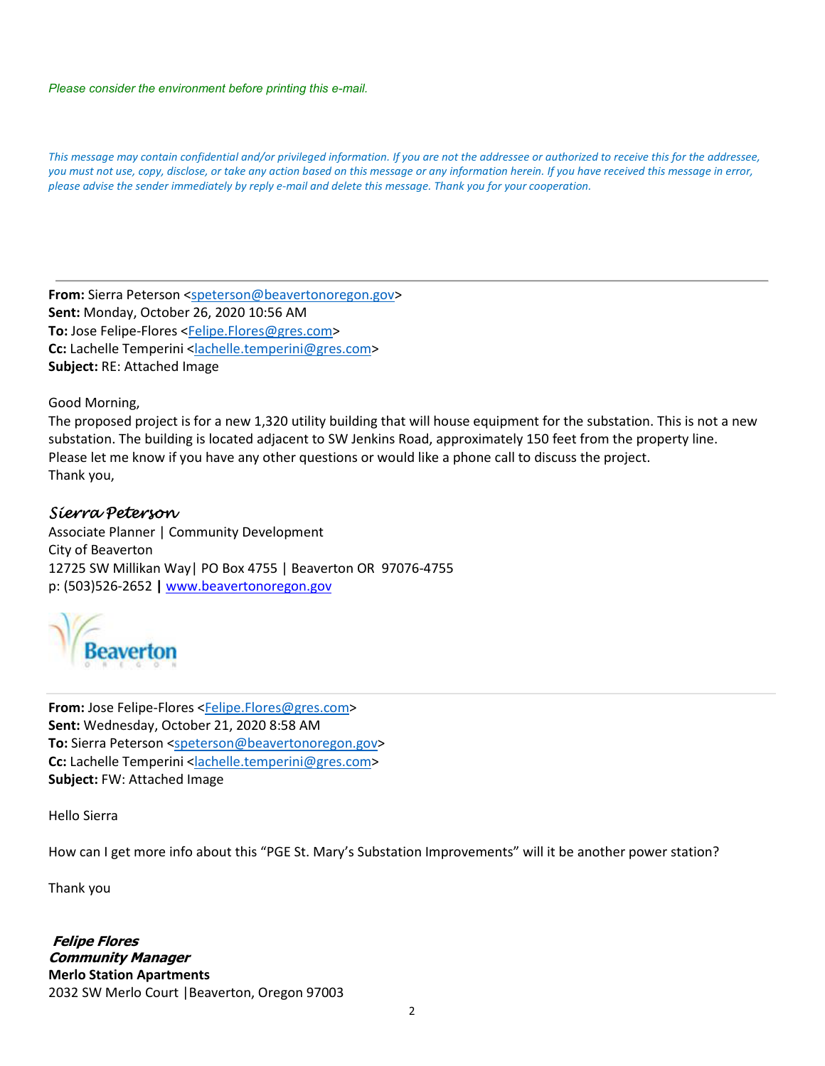*Please consider the environment before printing this e-mail.*

*This message may contain confidential and/or privileged information. If you are not the addressee or authorized to receive this for the addressee, you must not use, copy, disclose, or take any action based on this message or any information herein. If you have received this message in error, please advise the sender immediately by reply e-mail and delete this message. Thank you for your cooperation.*

---

**From:** Sierra Peterson <speterson@beavertonoregon.gov>
**Sent:** Monday, October 26, 2020 10:56 AM
**To:** Jose Felipe-Flores <Felipe.Flores@gres.com>
**Cc:** Lachelle Temperini <lachelle.temperini@gres.com>
**Subject:** RE: Attached Image

Good Morning,
The proposed project is for a new 1,320 utility building that will house equipment for the substation. This is not a new substation. The building is located adjacent to SW Jenkins Road, approximately 150 feet from the property line.
Please let me know if you have any other questions or would like a phone call to discuss the project.
Thank you,

*Sierra Peterson*
Associate Planner | Community Development
City of Beaverton
12725 SW Millikan Way| PO Box 4755 | Beaverton OR 97076-4755
p: (503)526-2652 **|** www.beavertonoregon.gov

Beaverton
OREGON

---

**From:** Jose Felipe-Flores <Felipe.Flores@gres.com>
**Sent:** Wednesday, October 21, 2020 8:58 AM
**To:** Sierra Peterson <speterson@beavertonoregon.gov>
**Cc:** Lachelle Temperini <lachelle.temperini@gres.com>
**Subject:** FW: Attached Image

Hello Sierra

How can I get more info about this "PGE St. Mary's Substation Improvements" will it be another power station?

Thank you

***Felipe Flores***
***Community Manager***
**Merlo Station Apartments**
2032 SW Merlo Court |Beaverton, Oregon 97003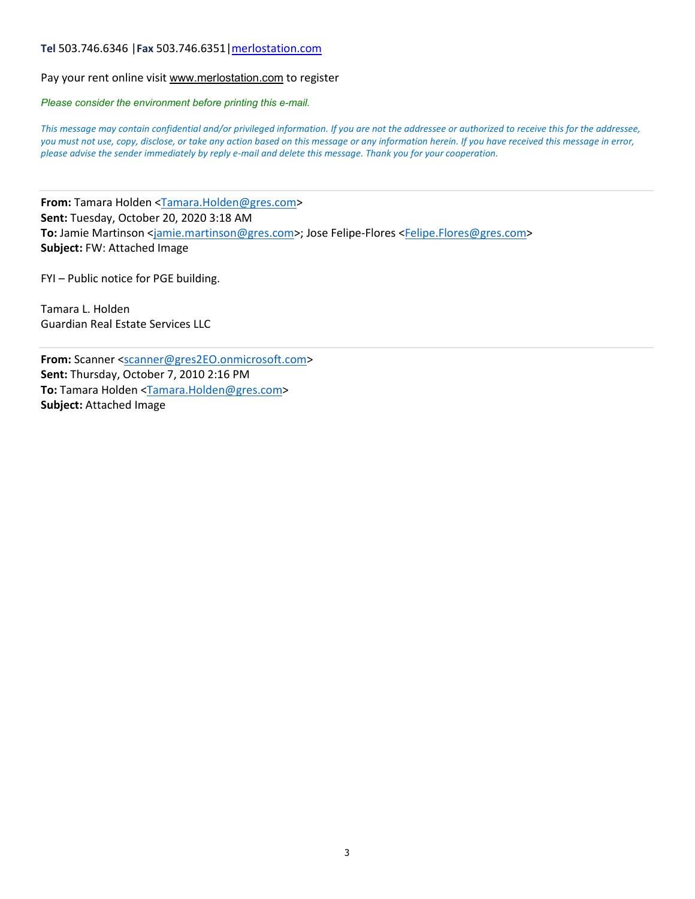**Tel** 503.746.6346 |**Fax** 503.746.6351|merlostation.com

Pay your rent online visit www.merlostation.com to register

*Please consider the environment before printing this e-mail.*

*This message may contain confidential and/or privileged information. If you are not the addressee or authorized to receive this for the addressee, you must not use, copy, disclose, or take any action based on this message or any information herein. If you have received this message in error, please advise the sender immediately by reply e-mail and delete this message. Thank you for your cooperation.*

---

**From:** Tamara Holden <Tamara.Holden@gres.com>
**Sent:** Tuesday, October 20, 2020 3:18 AM
**To:** Jamie Martinson <jamie.martinson@gres.com>; Jose Felipe-Flores <Felipe.Flores@gres.com>
**Subject:** FW: Attached Image

FYI – Public notice for PGE building.

Tamara L. Holden
Guardian Real Estate Services LLC

---

**From:** Scanner <scanner@gres2EO.onmicrosoft.com>
**Sent:** Thursday, October 7, 2010 2:16 PM
**To:** Tamara Holden <Tamara.Holden@gres.com>
**Subject:** Attached Image